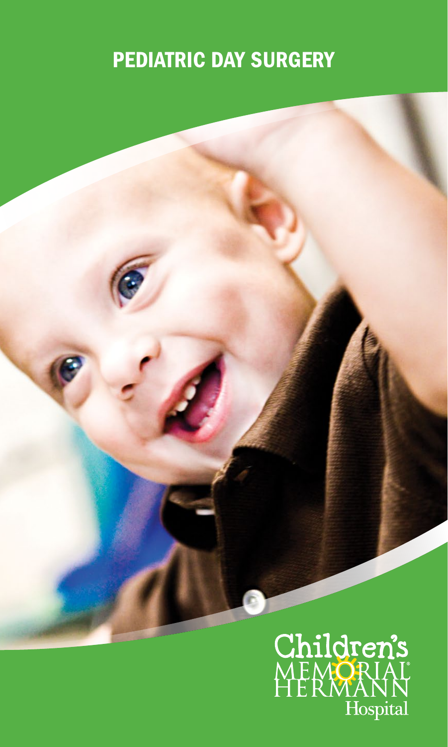# PEDIATRIC DAY SURGERY

Children's MEMORIAL HERMANN Hospital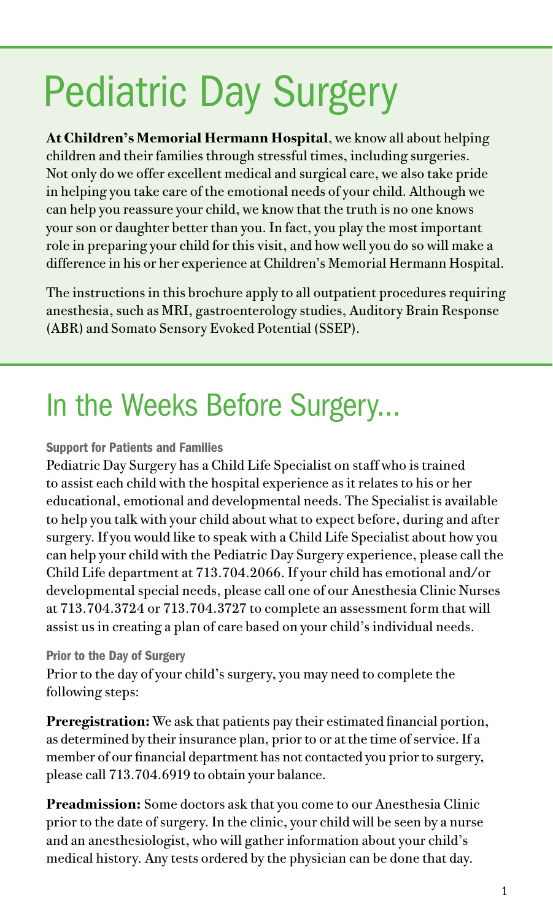# Pediatric Day Surgery

**At Children's Memorial Hermann Hospital**, we know all about helping children and their families through stressful times, including surgeries. Not only do we offer excellent medical and surgical care, we also take pride in helping you take care of the emotional needs of your child. Although we can help you reassure your child, we know that the truth is no one knows your son or daughter better than you. In fact, you play the most important role in preparing your child for this visit, and how well you do so will make a difference in his or her experience at Children's Memorial Hermann Hospital.

The instructions in this brochure apply to all outpatient procedures requiring anesthesia, such as MRI, gastroenterology studies, Auditory Brain Response (ABR) and Somato Sensory Evoked Potential (SSEP).

# In the Weeks Before Surgery...

### Support for Patients and Families

Pediatric Day Surgery has a Child Life Specialist on staff who is trained to assist each child with the hospital experience as it relates to his or her educational, emotional and developmental needs. The Specialist is available to help you talk with your child about what to expect before, during and after surgery. If you would like to speak with a Child Life Specialist about how you can help your child with the Pediatric Day Surgery experience, please call the Child Life department at 713.704.2066. If your child has emotional and/or developmental special needs, please call one of our Anesthesia Clinic Nurses at 713.704.3724 or 713.704.3727 to complete an assessment form that will assist us in creating a plan of care based on your child's individual needs.

### Prior to the Day of Surgery

Prior to the day of your child's surgery, you may need to complete the following steps:

**Preregistration:** We ask that patients pay their estimated financial portion, as determined by their insurance plan, prior to or at the time of service. If a member of our financial department has not contacted you prior to surgery, please call 713.704.6919 to obtain your balance.

**Preadmission:** Some doctors ask that you come to our Anesthesia Clinic prior to the date of surgery. In the clinic, your child will be seen by a nurse and an anesthesiologist, who will gather information about your child's medical history. Any tests ordered by the physician can be done that day.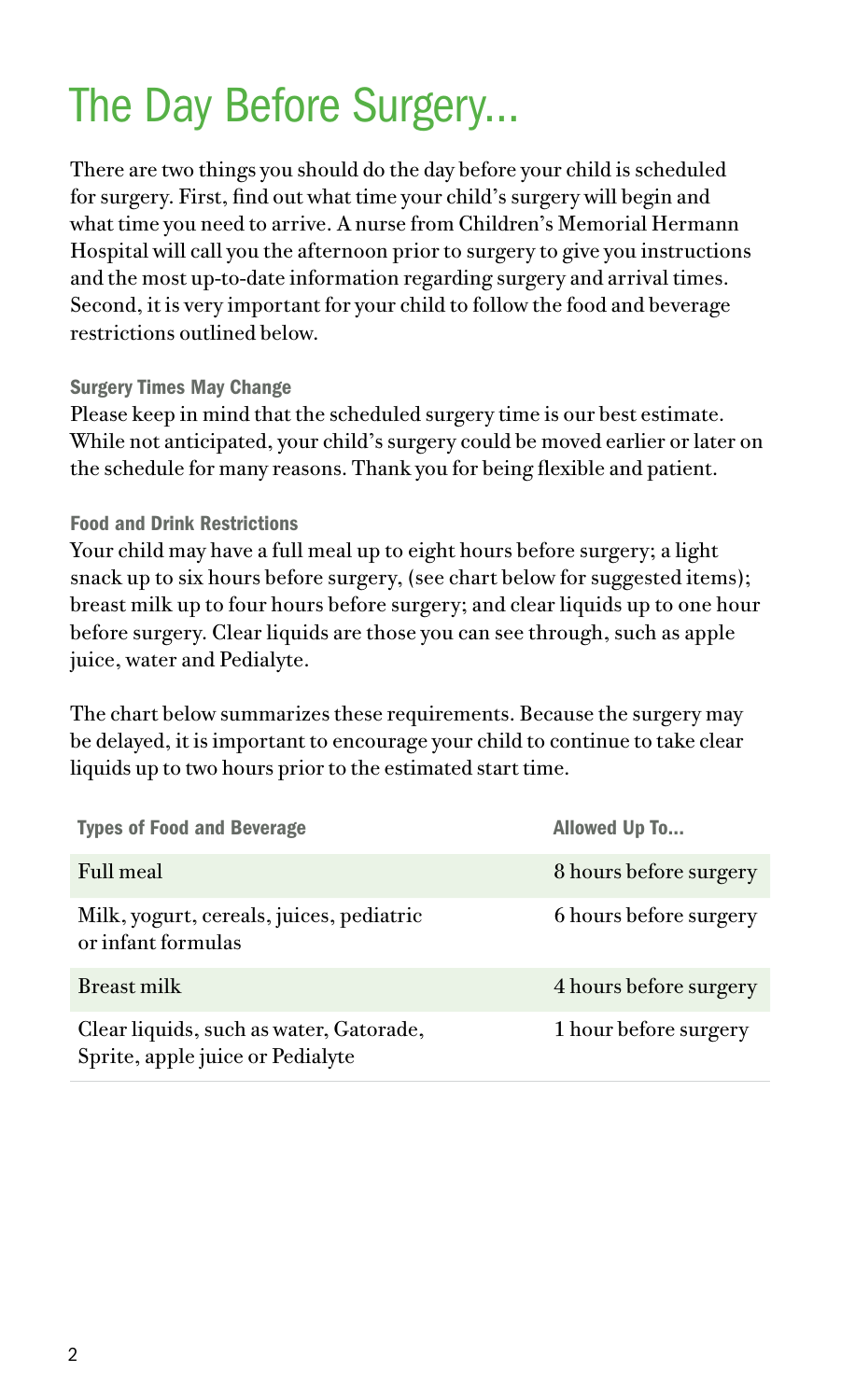# The Day Before Surgery...

There are two things you should do the day before your child is scheduled for surgery. First, find out what time your child's surgery will begin and what time you need to arrive. A nurse from Children's Memorial Hermann Hospital will call you the afternoon prior to surgery to give you instructions and the most up-to-date information regarding surgery and arrival times. Second, it is very important for your child to follow the food and beverage restrictions outlined below.

#### Surgery Times May Change

Please keep in mind that the scheduled surgery time is our best estimate. While not anticipated, your child's surgery could be moved earlier or later on the schedule for many reasons. Thank you for being flexible and patient.

#### Food and Drink Restrictions

Your child may have a full meal up to eight hours before surgery; a light snack up to six hours before surgery, (see chart below for suggested items); breast milk up to four hours before surgery; and clear liquids up to one hour before surgery. Clear liquids are those you can see through, such as apple juice, water and Pedialyte.

The chart below summarizes these requirements. Because the surgery may be delayed, it is important to encourage your child to continue to take clear liquids up to two hours prior to the estimated start time.

| Types of Food and Beverage | Allowed Up To... |
| --- | --- |
| Full meal | 8 hours before surgery |
| Milk, yogurt, cereals, juices, pediatric or infant formulas | 6 hours before surgery |
| Breast milk | 4 hours before surgery |
| Clear liquids, such as water, Gatorade, Sprite, apple juice or Pedialyte | 1 hour before surgery |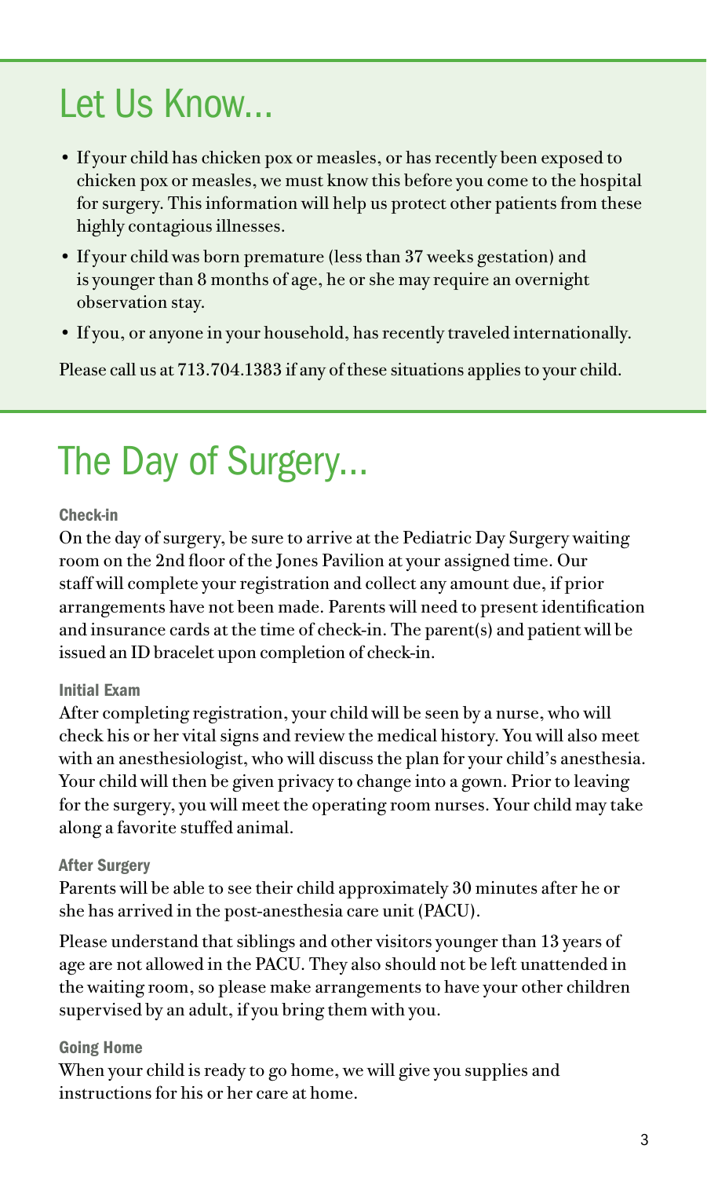## Let Us Know...

- If your child has chicken pox or measles, or has recently been exposed to chicken pox or measles, we must know this before you come to the hospital for surgery. This information will help us protect other patients from these highly contagious illnesses.
- If your child was born premature (less than 37 weeks gestation) and is younger than 8 months of age, he or she may require an overnight observation stay.
- If you, or anyone in your household, has recently traveled internationally.

Please call us at 713.704.1383 if any of these situations applies to your child.

## The Day of Surgery...

#### Check-in

On the day of surgery, be sure to arrive at the Pediatric Day Surgery waiting room on the 2nd floor of the Jones Pavilion at your assigned time. Our staff will complete your registration and collect any amount due, if prior arrangements have not been made. Parents will need to present identification and insurance cards at the time of check-in. The parent(s) and patient will be issued an ID bracelet upon completion of check-in.

#### Initial Exam

After completing registration, your child will be seen by a nurse, who will check his or her vital signs and review the medical history. You will also meet with an anesthesiologist, who will discuss the plan for your child's anesthesia. Your child will then be given privacy to change into a gown. Prior to leaving for the surgery, you will meet the operating room nurses. Your child may take along a favorite stuffed animal.

#### After Surgery

Parents will be able to see their child approximately 30 minutes after he or she has arrived in the post-anesthesia care unit (PACU).

Please understand that siblings and other visitors younger than 13 years of age are not allowed in the PACU. They also should not be left unattended in the waiting room, so please make arrangements to have your other children supervised by an adult, if you bring them with you.

#### Going Home

When your child is ready to go home, we will give you supplies and instructions for his or her care at home.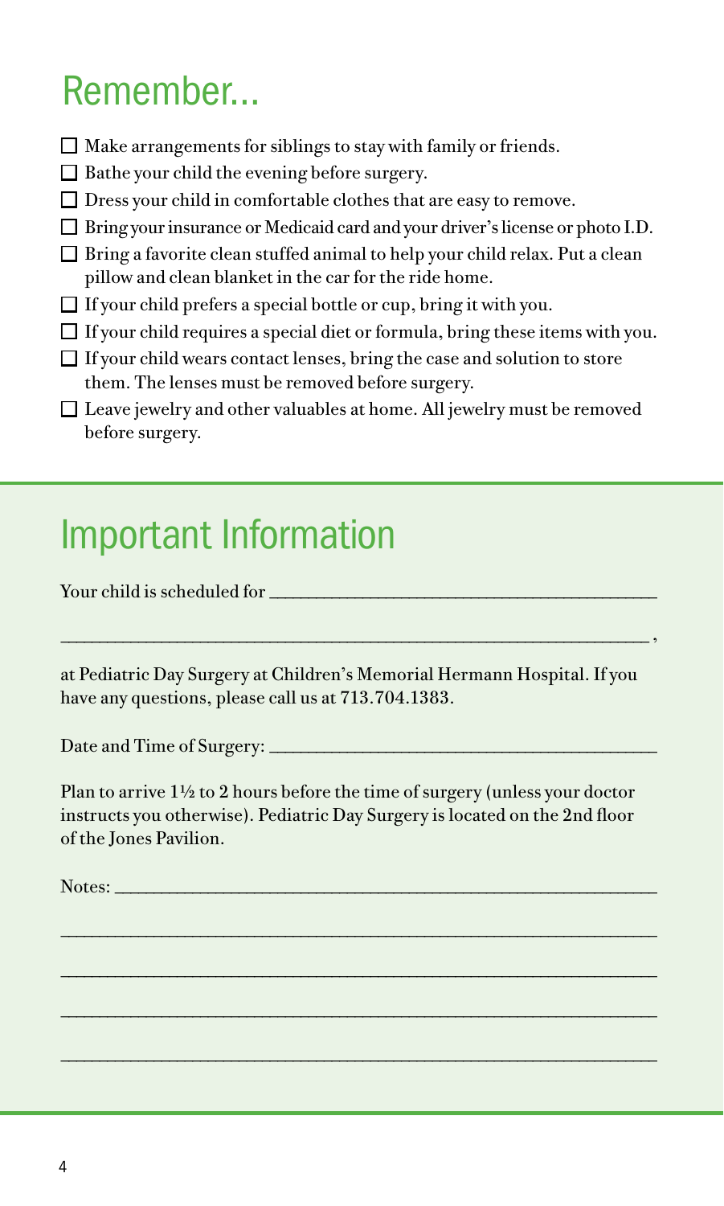# Remember...

- ☐ Make arrangements for siblings to stay with family or friends.
- ☐ Bathe your child the evening before surgery.
- ☐ Dress your child in comfortable clothes that are easy to remove.
- ☐ Bring your insurance or Medicaid card and your driver's license or photo I.D.
- ☐ Bring a favorite clean stuffed animal to help your child relax. Put a clean pillow and clean blanket in the car for the ride home.
- ☐ If your child prefers a special bottle or cup, bring it with you.
- ☐ If your child requires a special diet or formula, bring these items with you.
- ☐ If your child wears contact lenses, bring the case and solution to store them. The lenses must be removed before surgery.
- ☐ Leave jewelry and other valuables at home. All jewelry must be removed before surgery.

# Important Information

Your child is scheduled for ________________________________________

________________________________________________________________,

at Pediatric Day Surgery at Children's Memorial Hermann Hospital. If you have any questions, please call us at 713.704.1383.

Date and Time of Surgery: ________________________________________

Plan to arrive 1½ to 2 hours before the time of surgery (unless your doctor instructs you otherwise). Pediatric Day Surgery is located on the 2nd floor of the Jones Pavilion.

Notes: ________________________________________________________

________________________________________________________________

________________________________________________________________

________________________________________________________________

________________________________________________________________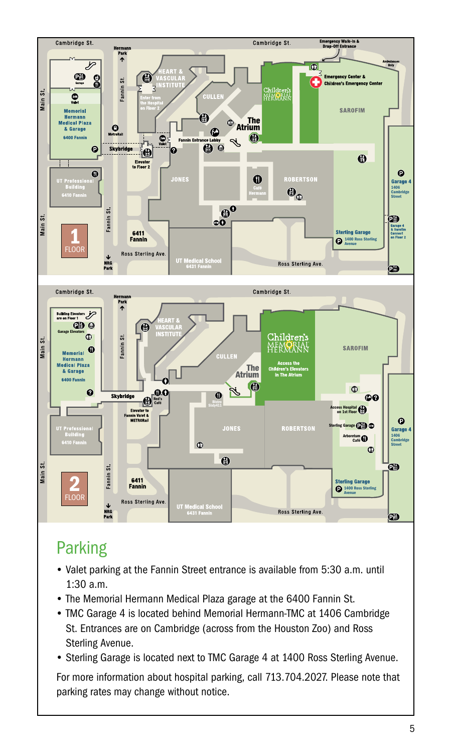## Parking

- Valet parking at the Fannin Street entrance is available from 5:30 a.m. until 1:30 a.m.
- The Memorial Hermann Medical Plaza garage at the 6400 Fannin St.
- TMC Garage 4 is located behind Memorial Hermann-TMC at 1406 Cambridge St. Entrances are on Cambridge (across from the Houston Zoo) and Ross Sterling Avenue.
- Sterling Garage is located next to TMC Garage 4 at 1400 Ross Sterling Avenue.

For more information about hospital parking, call 713.704.2027. Please note that parking rates may change without notice.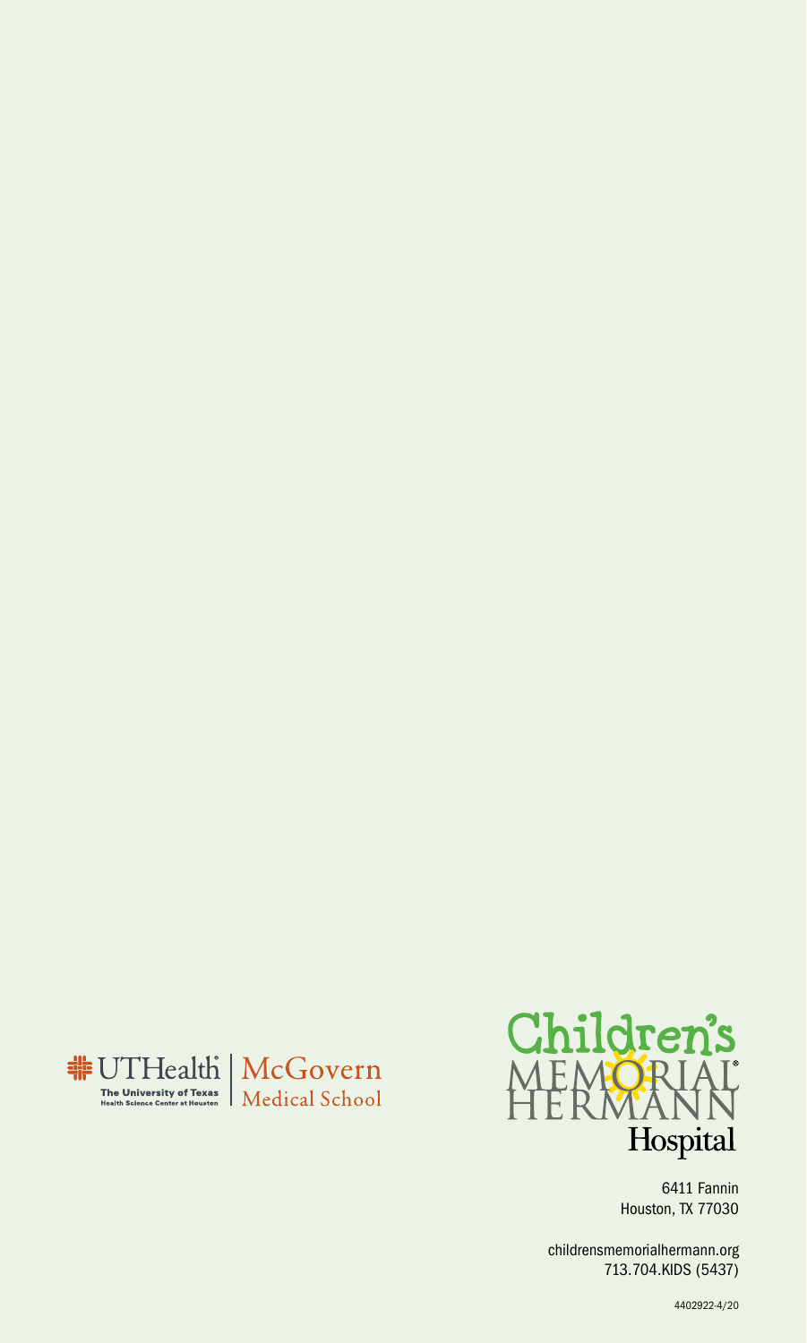UTHealth | McGovern Medical School

The University of Texas Health Science Center at Houston

Children's Memorial Hermann Hospital

6411 Fannin
Houston, TX 77030

childrensmemorialhermann.org
713.704.KIDS (5437)

4402922-4/20